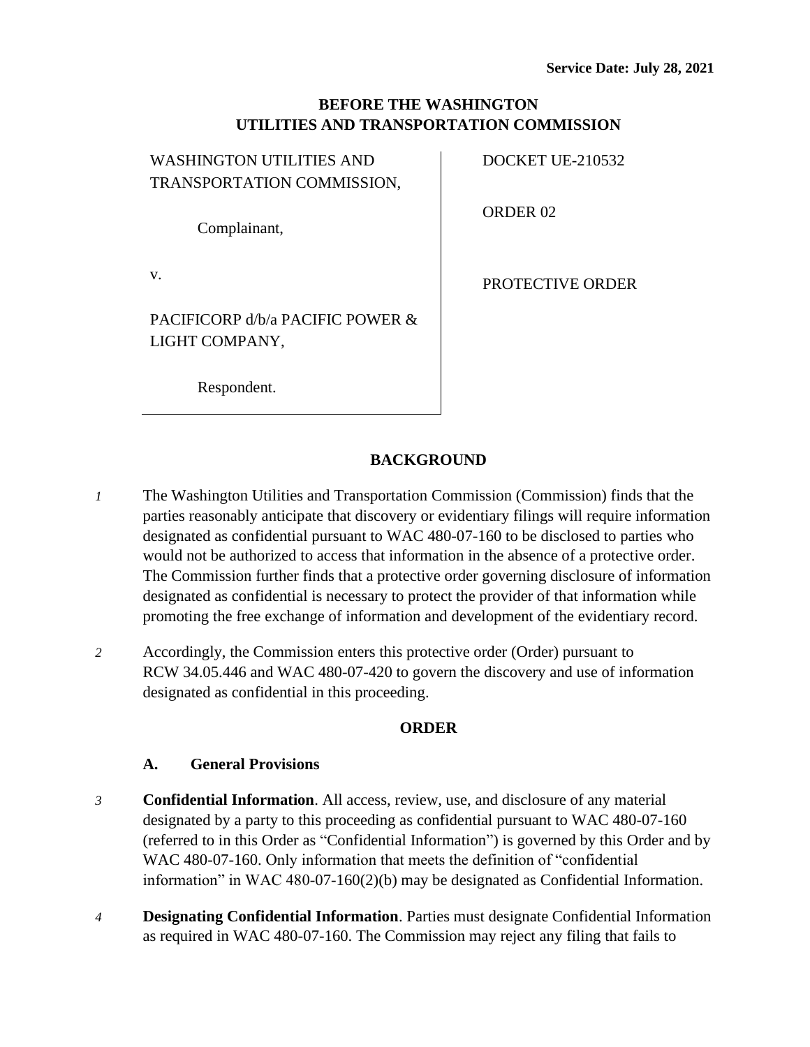**Service Date: July 28, 2021**

**BEFORE THE WASHINGTON**
**UTILITIES AND TRANSPORTATION COMMISSION**

| | |
|---|---|
| WASHINGTON UTILITIES AND TRANSPORTATION COMMISSION,<br><br>Complainant,<br><br>v.<br><br>PACIFICORP d/b/a PACIFIC POWER & LIGHT COMPANY,<br><br>Respondent. | DOCKET UE-210532<br><br>ORDER 02<br><br>PROTECTIVE ORDER |

## BACKGROUND

*1* The Washington Utilities and Transportation Commission (Commission) finds that the parties reasonably anticipate that discovery or evidentiary filings will require information designated as confidential pursuant to WAC 480-07-160 to be disclosed to parties who would not be authorized to access that information in the absence of a protective order. The Commission further finds that a protective order governing disclosure of information designated as confidential is necessary to protect the provider of that information while promoting the free exchange of information and development of the evidentiary record.

*2* Accordingly, the Commission enters this protective order (Order) pursuant to RCW 34.05.446 and WAC 480-07-420 to govern the discovery and use of information designated as confidential in this proceeding.

## ORDER

### A. General Provisions

*3* **Confidential Information**. All access, review, use, and disclosure of any material designated by a party to this proceeding as confidential pursuant to WAC 480-07-160 (referred to in this Order as "Confidential Information") is governed by this Order and by WAC 480-07-160. Only information that meets the definition of "confidential information" in WAC 480-07-160(2)(b) may be designated as Confidential Information.

*4* **Designating Confidential Information**. Parties must designate Confidential Information as required in WAC 480-07-160. The Commission may reject any filing that fails to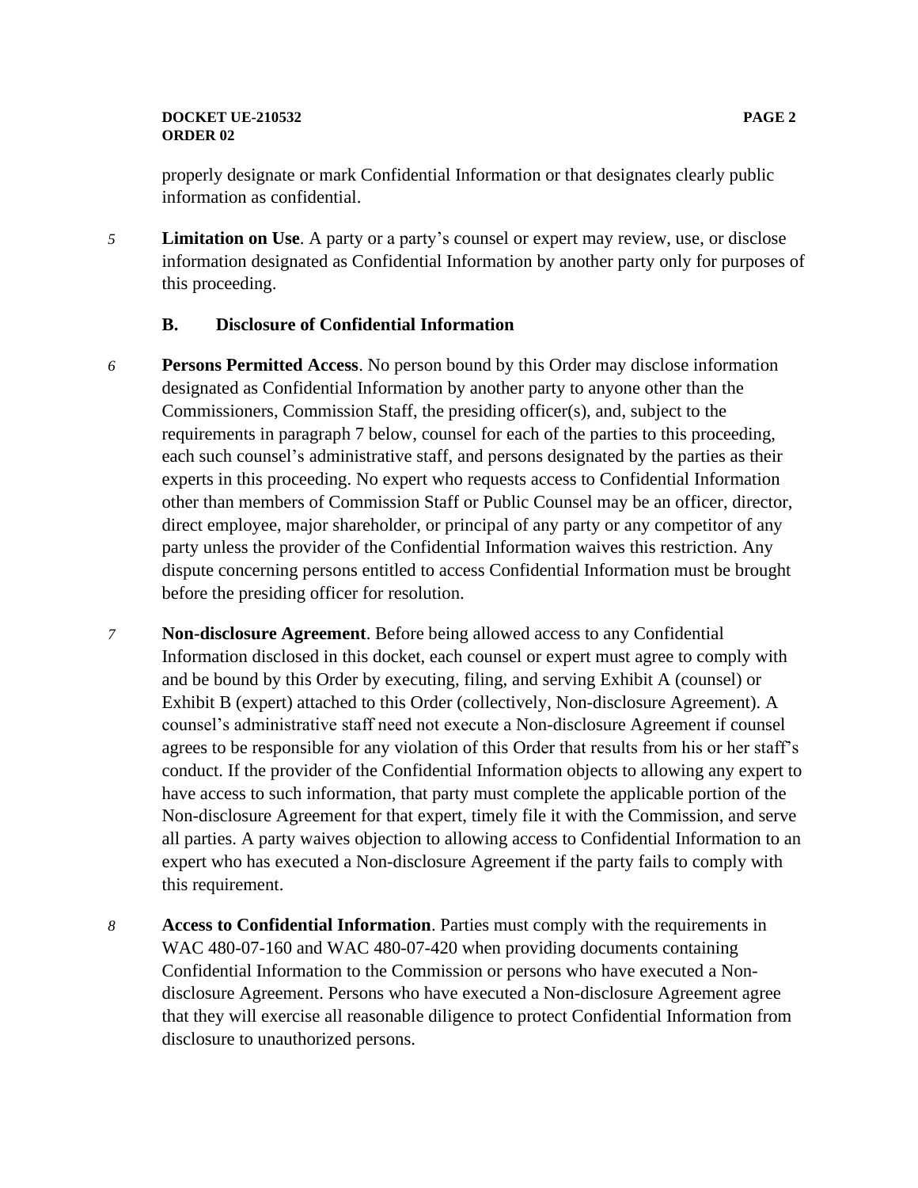properly designate or mark Confidential Information or that designates clearly public information as confidential.

5 **Limitation on Use**. A party or a party's counsel or expert may review, use, or disclose information designated as Confidential Information by another party only for purposes of this proceeding.

### B. Disclosure of Confidential Information

6 **Persons Permitted Access**. No person bound by this Order may disclose information designated as Confidential Information by another party to anyone other than the Commissioners, Commission Staff, the presiding officer(s), and, subject to the requirements in paragraph 7 below, counsel for each of the parties to this proceeding, each such counsel's administrative staff, and persons designated by the parties as their experts in this proceeding. No expert who requests access to Confidential Information other than members of Commission Staff or Public Counsel may be an officer, director, direct employee, major shareholder, or principal of any party or any competitor of any party unless the provider of the Confidential Information waives this restriction. Any dispute concerning persons entitled to access Confidential Information must be brought before the presiding officer for resolution.

7 **Non-disclosure Agreement**. Before being allowed access to any Confidential Information disclosed in this docket, each counsel or expert must agree to comply with and be bound by this Order by executing, filing, and serving Exhibit A (counsel) or Exhibit B (expert) attached to this Order (collectively, Non-disclosure Agreement). A counsel's administrative staff need not execute a Non-disclosure Agreement if counsel agrees to be responsible for any violation of this Order that results from his or her staff's conduct. If the provider of the Confidential Information objects to allowing any expert to have access to such information, that party must complete the applicable portion of the Non-disclosure Agreement for that expert, timely file it with the Commission, and serve all parties. A party waives objection to allowing access to Confidential Information to an expert who has executed a Non-disclosure Agreement if the party fails to comply with this requirement.

8 **Access to Confidential Information**. Parties must comply with the requirements in WAC 480-07-160 and WAC 480-07-420 when providing documents containing Confidential Information to the Commission or persons who have executed a Non-disclosure Agreement. Persons who have executed a Non-disclosure Agreement agree that they will exercise all reasonable diligence to protect Confidential Information from disclosure to unauthorized persons.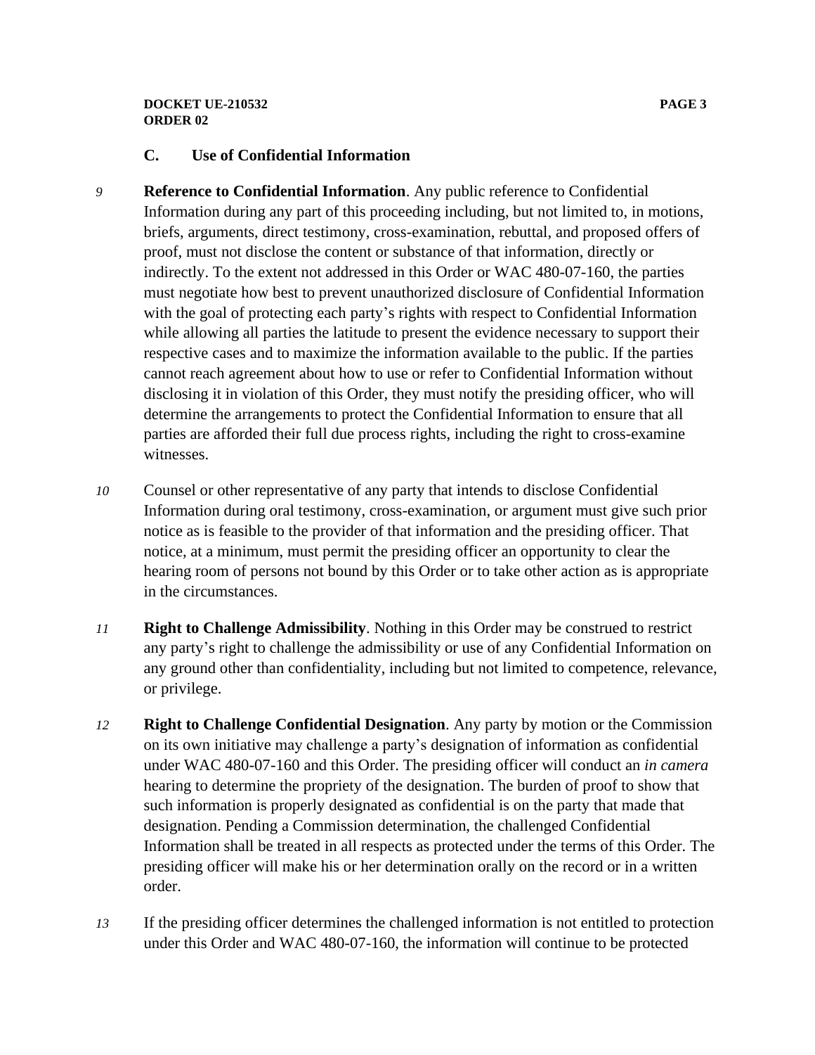### C. Use of Confidential Information

9 **Reference to Confidential Information**. Any public reference to Confidential Information during any part of this proceeding including, but not limited to, in motions, briefs, arguments, direct testimony, cross-examination, rebuttal, and proposed offers of proof, must not disclose the content or substance of that information, directly or indirectly. To the extent not addressed in this Order or WAC 480-07-160, the parties must negotiate how best to prevent unauthorized disclosure of Confidential Information with the goal of protecting each party's rights with respect to Confidential Information while allowing all parties the latitude to present the evidence necessary to support their respective cases and to maximize the information available to the public. If the parties cannot reach agreement about how to use or refer to Confidential Information without disclosing it in violation of this Order, they must notify the presiding officer, who will determine the arrangements to protect the Confidential Information to ensure that all parties are afforded their full due process rights, including the right to cross-examine witnesses.

10 Counsel or other representative of any party that intends to disclose Confidential Information during oral testimony, cross-examination, or argument must give such prior notice as is feasible to the provider of that information and the presiding officer. That notice, at a minimum, must permit the presiding officer an opportunity to clear the hearing room of persons not bound by this Order or to take other action as is appropriate in the circumstances.

11 **Right to Challenge Admissibility**. Nothing in this Order may be construed to restrict any party's right to challenge the admissibility or use of any Confidential Information on any ground other than confidentiality, including but not limited to competence, relevance, or privilege.

12 **Right to Challenge Confidential Designation**. Any party by motion or the Commission on its own initiative may challenge a party's designation of information as confidential under WAC 480-07-160 and this Order. The presiding officer will conduct an *in camera* hearing to determine the propriety of the designation. The burden of proof to show that such information is properly designated as confidential is on the party that made that designation. Pending a Commission determination, the challenged Confidential Information shall be treated in all respects as protected under the terms of this Order. The presiding officer will make his or her determination orally on the record or in a written order.

13 If the presiding officer determines the challenged information is not entitled to protection under this Order and WAC 480-07-160, the information will continue to be protected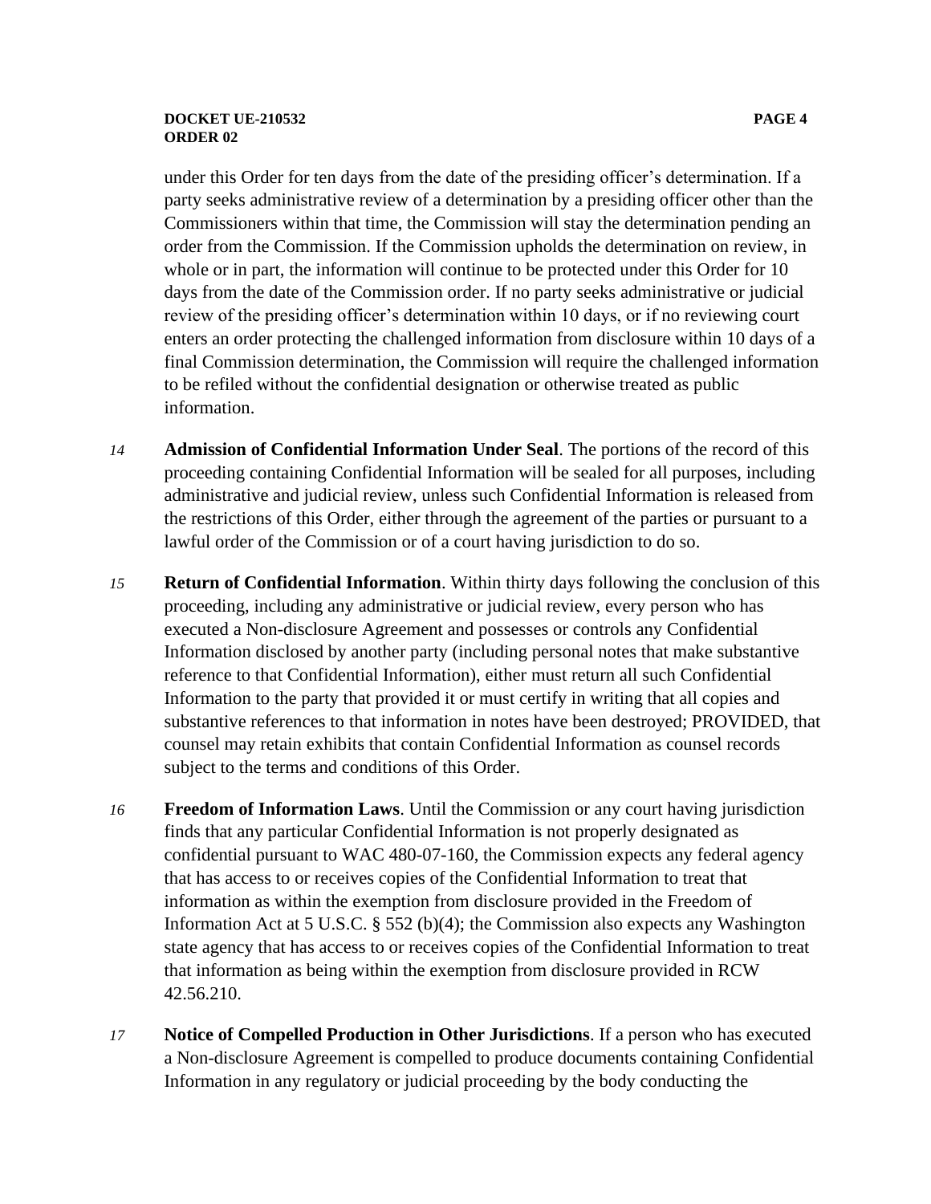under this Order for ten days from the date of the presiding officer's determination. If a party seeks administrative review of a determination by a presiding officer other than the Commissioners within that time, the Commission will stay the determination pending an order from the Commission. If the Commission upholds the determination on review, in whole or in part, the information will continue to be protected under this Order for 10 days from the date of the Commission order. If no party seeks administrative or judicial review of the presiding officer's determination within 10 days, or if no reviewing court enters an order protecting the challenged information from disclosure within 10 days of a final Commission determination, the Commission will require the challenged information to be refiled without the confidential designation or otherwise treated as public information.

*14* **Admission of Confidential Information Under Seal**. The portions of the record of this proceeding containing Confidential Information will be sealed for all purposes, including administrative and judicial review, unless such Confidential Information is released from the restrictions of this Order, either through the agreement of the parties or pursuant to a lawful order of the Commission or of a court having jurisdiction to do so.

*15* **Return of Confidential Information**. Within thirty days following the conclusion of this proceeding, including any administrative or judicial review, every person who has executed a Non-disclosure Agreement and possesses or controls any Confidential Information disclosed by another party (including personal notes that make substantive reference to that Confidential Information), either must return all such Confidential Information to the party that provided it or must certify in writing that all copies and substantive references to that information in notes have been destroyed; PROVIDED, that counsel may retain exhibits that contain Confidential Information as counsel records subject to the terms and conditions of this Order.

*16* **Freedom of Information Laws**. Until the Commission or any court having jurisdiction finds that any particular Confidential Information is not properly designated as confidential pursuant to WAC 480-07-160, the Commission expects any federal agency that has access to or receives copies of the Confidential Information to treat that information as within the exemption from disclosure provided in the Freedom of Information Act at 5 U.S.C. § 552 (b)(4); the Commission also expects any Washington state agency that has access to or receives copies of the Confidential Information to treat that information as being within the exemption from disclosure provided in RCW 42.56.210.

*17* **Notice of Compelled Production in Other Jurisdictions**. If a person who has executed a Non-disclosure Agreement is compelled to produce documents containing Confidential Information in any regulatory or judicial proceeding by the body conducting the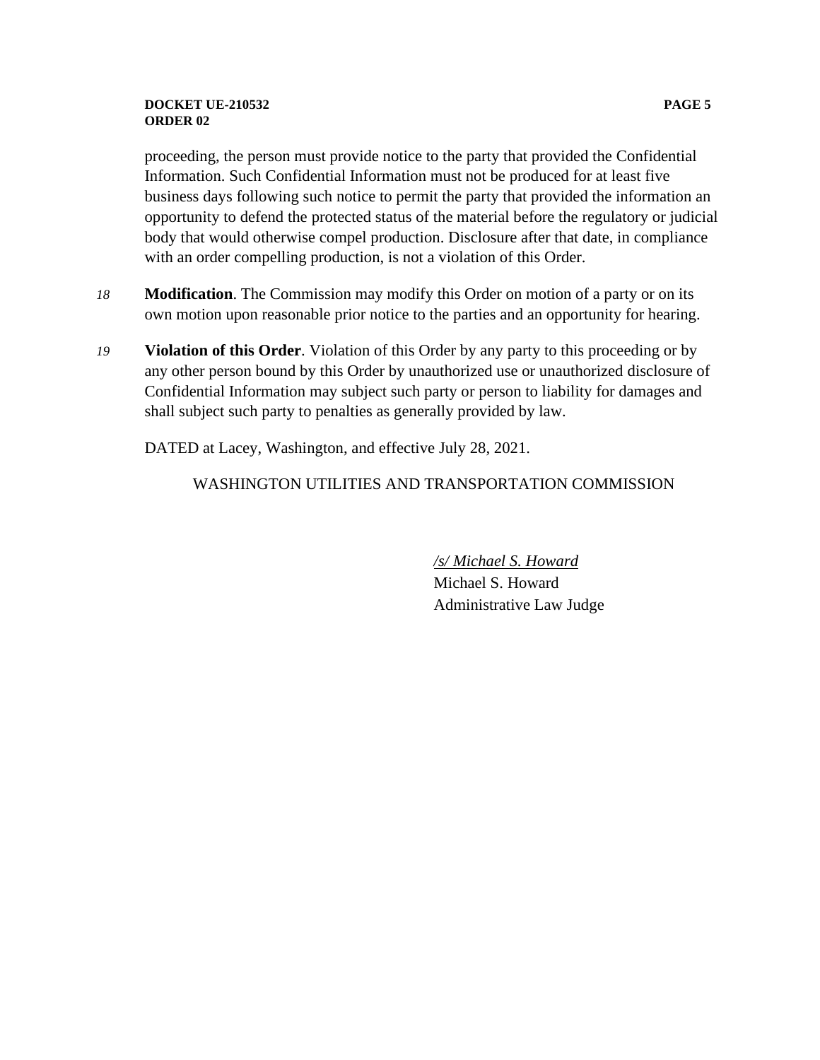proceeding, the person must provide notice to the party that provided the Confidential Information. Such Confidential Information must not be produced for at least five business days following such notice to permit the party that provided the information an opportunity to defend the protected status of the material before the regulatory or judicial body that would otherwise compel production. Disclosure after that date, in compliance with an order compelling production, is not a violation of this Order.

*18* **Modification**. The Commission may modify this Order on motion of a party or on its own motion upon reasonable prior notice to the parties and an opportunity for hearing.

*19* **Violation of this Order**. Violation of this Order by any party to this proceeding or by any other person bound by this Order by unauthorized use or unauthorized disclosure of Confidential Information may subject such party or person to liability for damages and shall subject such party to penalties as generally provided by law.

DATED at Lacey, Washington, and effective July 28, 2021.

WASHINGTON UTILITIES AND TRANSPORTATION COMMISSION

*/s/ Michael S. Howard*
Michael S. Howard
Administrative Law Judge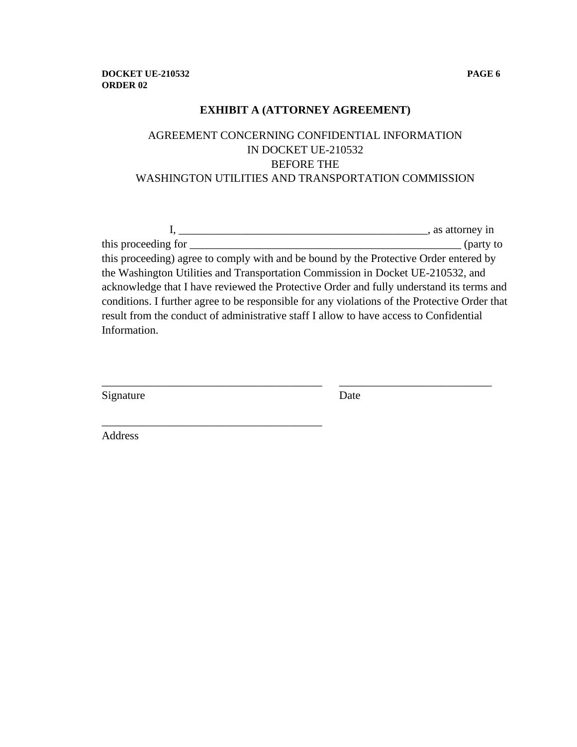## EXHIBIT A (ATTORNEY AGREEMENT)

AGREEMENT CONCERNING CONFIDENTIAL INFORMATION
IN DOCKET UE-210532
BEFORE THE
WASHINGTON UTILITIES AND TRANSPORTATION COMMISSION

I, ____________________________________________, as attorney in this proceeding for _________________________________________________ (party to this proceeding) agree to comply with and be bound by the Protective Order entered by the Washington Utilities and Transportation Commission in Docket UE-210532, and acknowledge that I have reviewed the Protective Order and fully understand its terms and conditions. I further agree to be responsible for any violations of the Protective Order that result from the conduct of administrative staff I allow to have access to Confidential Information.

_______________________________________ ___________________________
Signature Date

_______________________________________
Address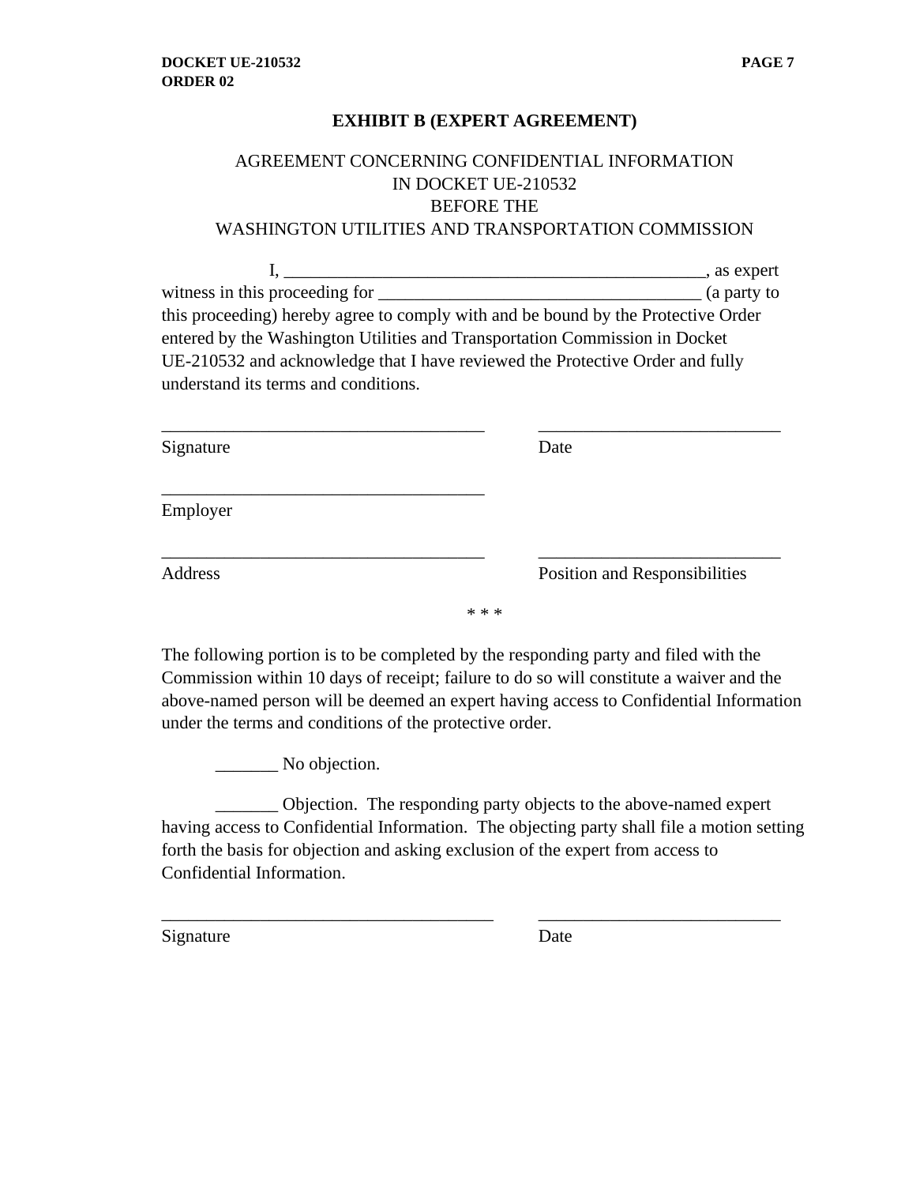## EXHIBIT B (EXPERT AGREEMENT)

AGREEMENT CONCERNING CONFIDENTIAL INFORMATION
IN DOCKET UE-210532
BEFORE THE
WASHINGTON UTILITIES AND TRANSPORTATION COMMISSION

I, _________________________________________________, as expert witness in this proceeding for ____________________________________ (a party to this proceeding) hereby agree to comply with and be bound by the Protective Order entered by the Washington Utilities and Transportation Commission in Docket UE-210532 and acknowledge that I have reviewed the Protective Order and fully understand its terms and conditions.

_____________________________________ ___________________________
Signature Date

_____________________________________
Employer

_____________________________________ ___________________________
Address Position and Responsibilities

\* \* \*

The following portion is to be completed by the responding party and filed with the Commission within 10 days of receipt; failure to do so will constitute a waiver and the above-named person will be deemed an expert having access to Confidential Information under the terms and conditions of the protective order.

_______ No objection.

_______ Objection. The responding party objects to the above-named expert having access to Confidential Information. The objecting party shall file a motion setting forth the basis for objection and asking exclusion of the expert from access to Confidential Information.

______________________________________ ___________________________
Signature Date